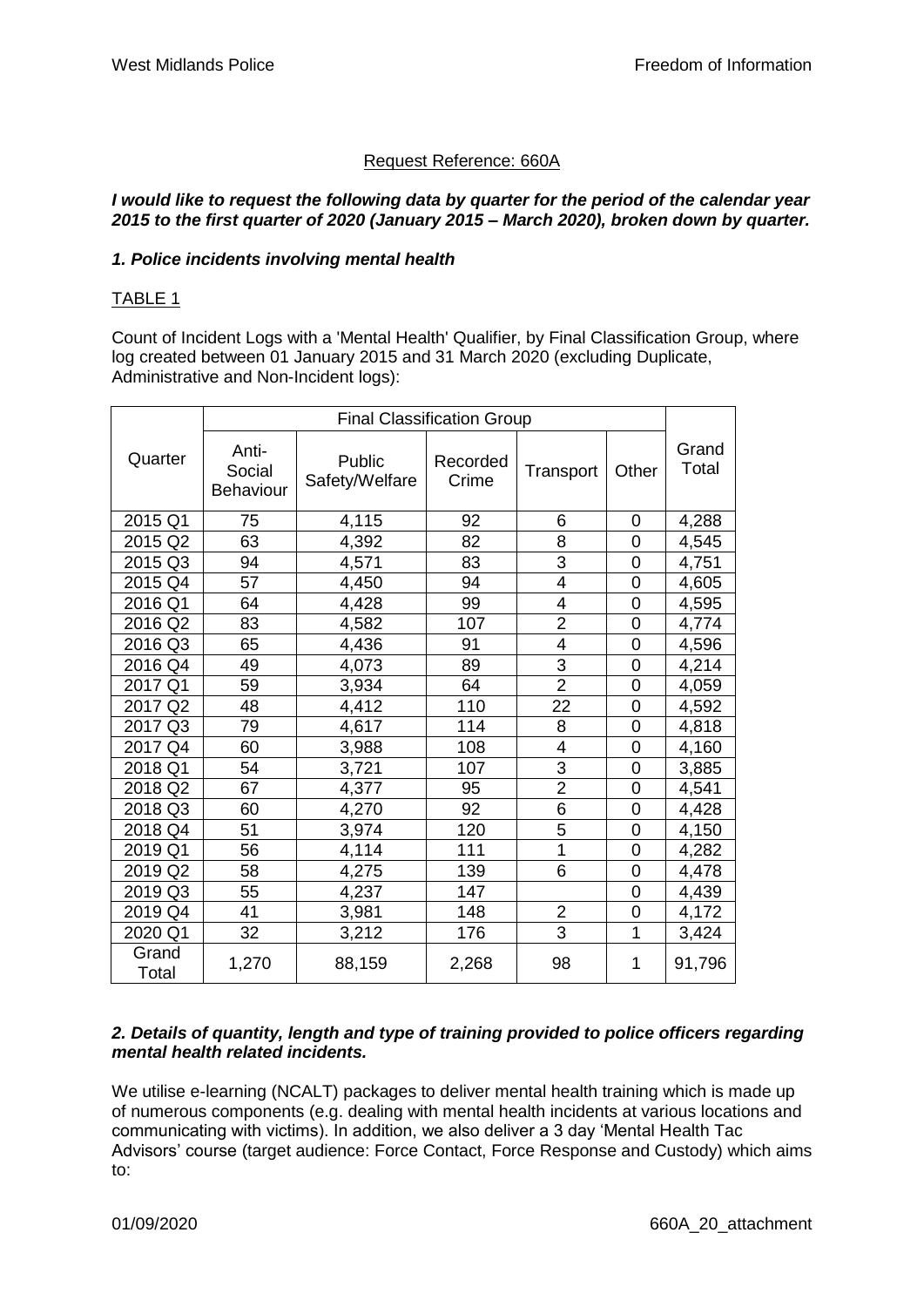Request Reference: 660A

***I would like to request the following data by quarter for the period of the calendar year 2015 to the first quarter of 2020 (January 2015 – March 2020), broken down by quarter.***

***1. Police incidents involving mental health***

TABLE 1

Count of Incident Logs with a 'Mental Health' Qualifier, by Final Classification Group, where log created between 01 January 2015 and 31 March 2020 (excluding Duplicate, Administrative and Non-Incident logs):

| Quarter | Final Classification Group | | | | | Grand Total |
|---|---|---|---|---|---|---|
| | Anti-Social Behaviour | Public Safety/Welfare | Recorded Crime | Transport | Other | |
| 2015 Q1 | 75 | 4,115 | 92 | 6 | 0 | 4,288 |
| 2015 Q2 | 63 | 4,392 | 82 | 8 | 0 | 4,545 |
| 2015 Q3 | 94 | 4,571 | 83 | 3 | 0 | 4,751 |
| 2015 Q4 | 57 | 4,450 | 94 | 4 | 0 | 4,605 |
| 2016 Q1 | 64 | 4,428 | 99 | 4 | 0 | 4,595 |
| 2016 Q2 | 83 | 4,582 | 107 | 2 | 0 | 4,774 |
| 2016 Q3 | 65 | 4,436 | 91 | 4 | 0 | 4,596 |
| 2016 Q4 | 49 | 4,073 | 89 | 3 | 0 | 4,214 |
| 2017 Q1 | 59 | 3,934 | 64 | 2 | 0 | 4,059 |
| 2017 Q2 | 48 | 4,412 | 110 | 22 | 0 | 4,592 |
| 2017 Q3 | 79 | 4,617 | 114 | 8 | 0 | 4,818 |
| 2017 Q4 | 60 | 3,988 | 108 | 4 | 0 | 4,160 |
| 2018 Q1 | 54 | 3,721 | 107 | 3 | 0 | 3,885 |
| 2018 Q2 | 67 | 4,377 | 95 | 2 | 0 | 4,541 |
| 2018 Q3 | 60 | 4,270 | 92 | 6 | 0 | 4,428 |
| 2018 Q4 | 51 | 3,974 | 120 | 5 | 0 | 4,150 |
| 2019 Q1 | 56 | 4,114 | 111 | 1 | 0 | 4,282 |
| 2019 Q2 | 58 | 4,275 | 139 | 6 | 0 | 4,478 |
| 2019 Q3 | 55 | 4,237 | 147 | | 0 | 4,439 |
| 2019 Q4 | 41 | 3,981 | 148 | 2 | 0 | 4,172 |
| 2020 Q1 | 32 | 3,212 | 176 | 3 | 1 | 3,424 |
| Grand Total | 1,270 | 88,159 | 2,268 | 98 | 1 | 91,796 |

***2. Details of quantity, length and type of training provided to police officers regarding mental health related incidents.***

We utilise e-learning (NCALT) packages to deliver mental health training which is made up of numerous components (e.g. dealing with mental health incidents at various locations and communicating with victims). In addition, we also deliver a 3 day 'Mental Health Tac Advisors' course (target audience: Force Contact, Force Response and Custody) which aims to: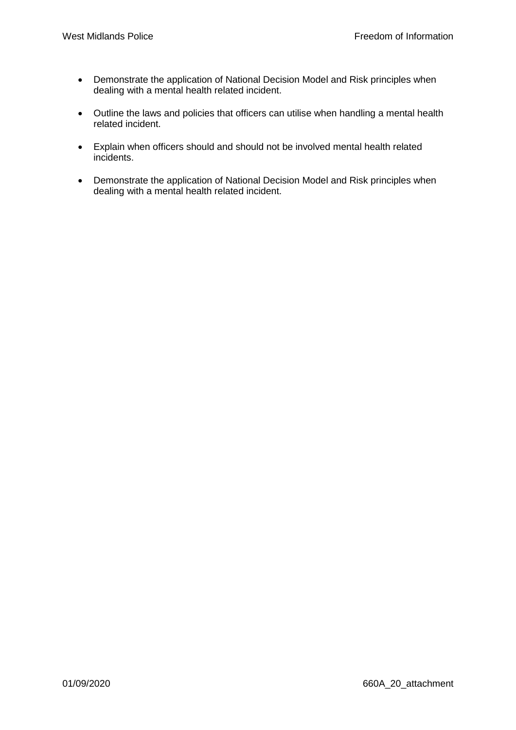- Demonstrate the application of National Decision Model and Risk principles when dealing with a mental health related incident.
- Outline the laws and policies that officers can utilise when handling a mental health related incident.
- Explain when officers should and should not be involved mental health related incidents.
- Demonstrate the application of National Decision Model and Risk principles when dealing with a mental health related incident.